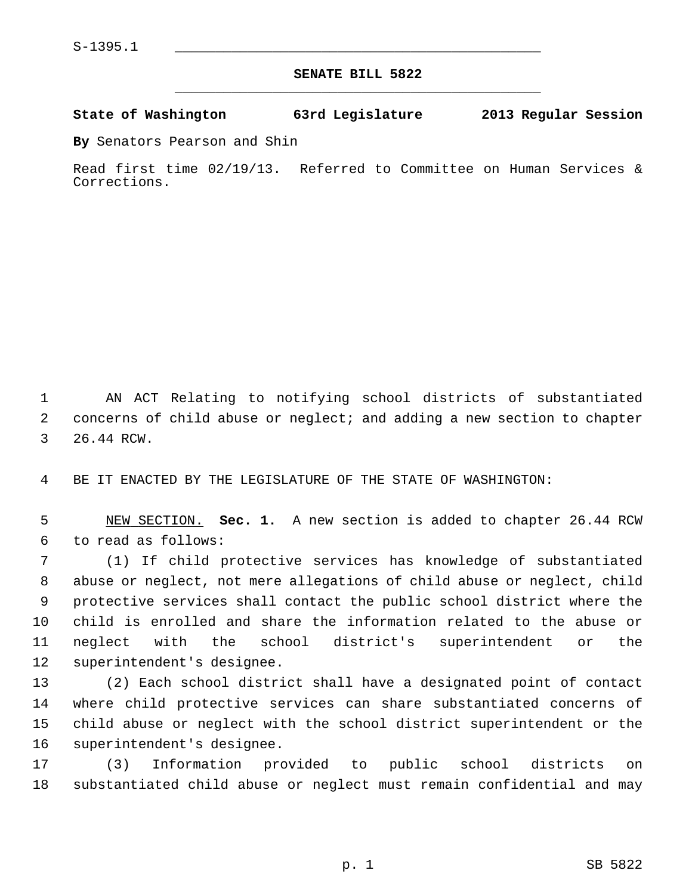S-1395.1

# SENATE BILL 5822

**State of Washington 63rd Legislature 2013 Regular Session**

**By** Senators Pearson and Shin

Read first time 02/19/13. Referred to Committee on Human Services & Corrections.

AN ACT Relating to notifying school districts of substantiated concerns of child abuse or neglect; and adding a new section to chapter 26.44 RCW.

BE IT ENACTED BY THE LEGISLATURE OF THE STATE OF WASHINGTON:

NEW SECTION. **Sec. 1.** A new section is added to chapter 26.44 RCW to read as follows:

(1) If child protective services has knowledge of substantiated abuse or neglect, not mere allegations of child abuse or neglect, child protective services shall contact the public school district where the child is enrolled and share the information related to the abuse or neglect with the school district's superintendent or the superintendent's designee.

(2) Each school district shall have a designated point of contact where child protective services can share substantiated concerns of child abuse or neglect with the school district superintendent or the superintendent's designee.

(3) Information provided to public school districts on substantiated child abuse or neglect must remain confidential and may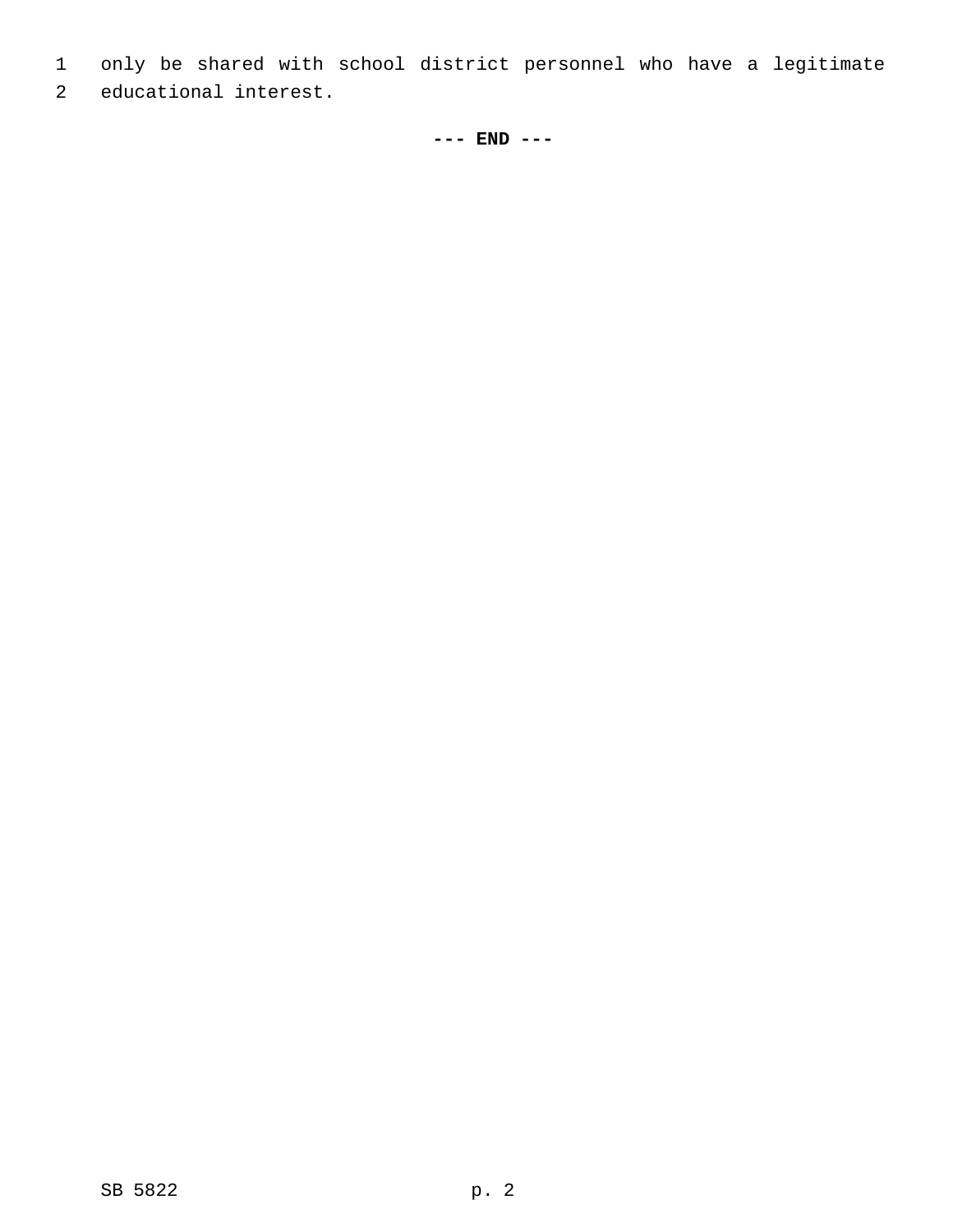only be shared with school district personnel who have a legitimate educational interest.

**--- END ---**